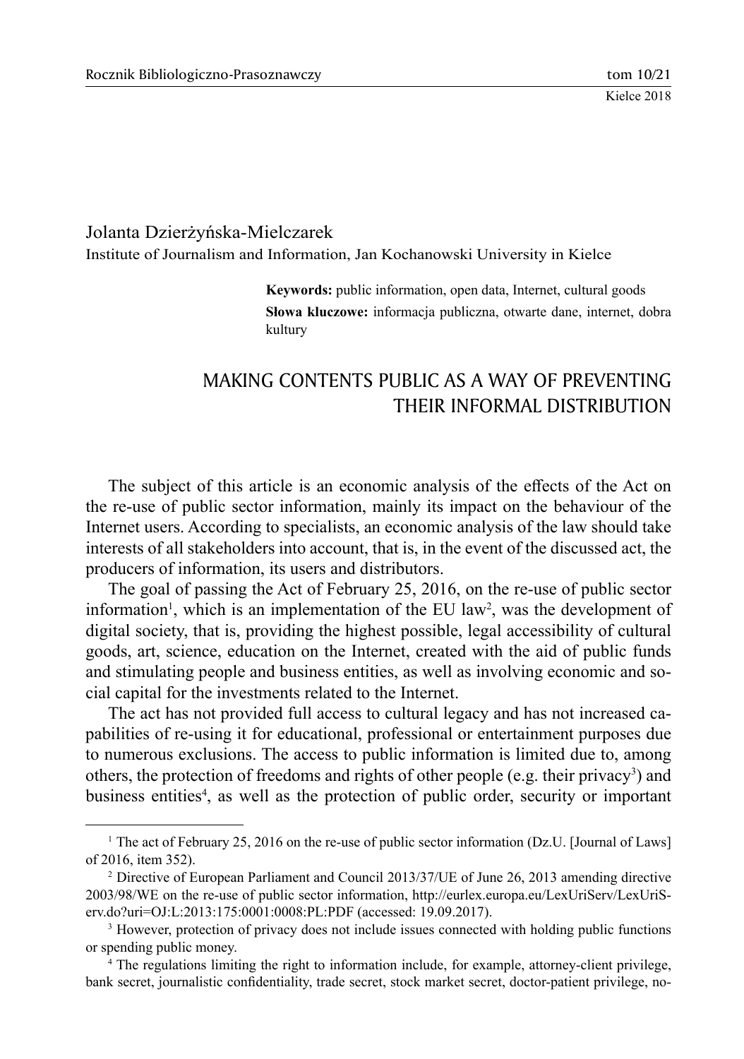Jolanta Dzierżyńska-Mielczarek

Institute of Journalism and Information, Jan Kochanowski University in Kielce

**Keywords:** public information, open data, Internet, cultural goods

**Słowa kluczowe:** informacja publiczna, otwarte dane, internet, dobra kultury

# MAKING CONTENTS PUBLIC AS A WAY OF PREVENTING THEIR INFORMAL DISTRIBUTION

The subject of this article is an economic analysis of the effects of the Act on the re-use of public sector information, mainly its impact on the behaviour of the Internet users. According to specialists, an economic analysis of the law should take interests of all stakeholders into account, that is, in the event of the discussed act, the producers of information, its users and distributors.

The goal of passing the Act of February 25, 2016, on the re-use of public sector information[1], which is an implementation of the EU law[2], was the development of digital society, that is, providing the highest possible, legal accessibility of cultural goods, art, science, education on the Internet, created with the aid of public funds and stimulating people and business entities, as well as involving economic and social capital for the investments related to the Internet.

The act has not provided full access to cultural legacy and has not increased capabilities of re-using it for educational, professional or entertainment purposes due to numerous exclusions. The access to public information is limited due to, among others, the protection of freedoms and rights of other people (e.g. their privacy[3]) and business entities[4], as well as the protection of public order, security or important

---

[1] The act of February 25, 2016 on the re-use of public sector information (Dz.U. [Journal of Laws] of 2016, item 352).

[2] Directive of European Parliament and Council 2013/37/UE of June 26, 2013 amending directive 2003/98/WE on the re-use of public sector information, http://eurlex.europa.eu/LexUriServ/LexUriServ.do?uri=OJ:L:2013:175:0001:0008:PL:PDF (accessed: 19.09.2017).

[3] However, protection of privacy does not include issues connected with holding public functions or spending public money.

[4] The regulations limiting the right to information include, for example, attorney-client privilege, bank secret, journalistic confidentiality, trade secret, stock market secret, doctor-patient privilege, no-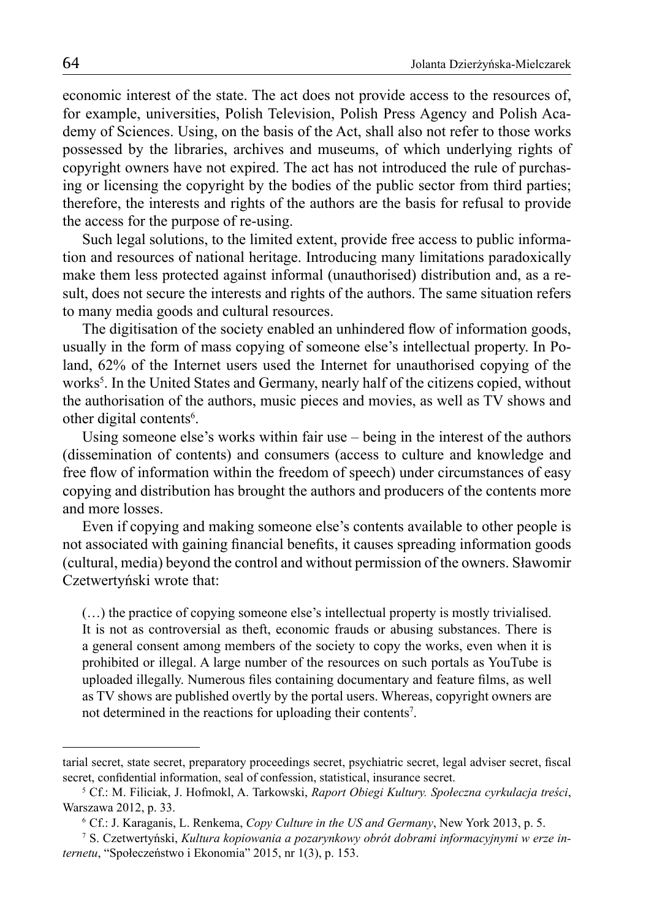economic interest of the state. The act does not provide access to the resources of, for example, universities, Polish Television, Polish Press Agency and Polish Academy of Sciences. Using, on the basis of the Act, shall also not refer to those works possessed by the libraries, archives and museums, of which underlying rights of copyright owners have not expired. The act has not introduced the rule of purchasing or licensing the copyright by the bodies of the public sector from third parties; therefore, the interests and rights of the authors are the basis for refusal to provide the access for the purpose of re-using.

Such legal solutions, to the limited extent, provide free access to public information and resources of national heritage. Introducing many limitations paradoxically make them less protected against informal (unauthorised) distribution and, as a result, does not secure the interests and rights of the authors. The same situation refers to many media goods and cultural resources.

The digitisation of the society enabled an unhindered flow of information goods, usually in the form of mass copying of someone else's intellectual property. In Poland, 62% of the Internet users used the Internet for unauthorised copying of the works[5]. In the United States and Germany, nearly half of the citizens copied, without the authorisation of the authors, music pieces and movies, as well as TV shows and other digital contents[6].

Using someone else's works within fair use – being in the interest of the authors (dissemination of contents) and consumers (access to culture and knowledge and free flow of information within the freedom of speech) under circumstances of easy copying and distribution has brought the authors and producers of the contents more and more losses.

Even if copying and making someone else's contents available to other people is not associated with gaining financial benefits, it causes spreading information goods (cultural, media) beyond the control and without permission of the owners. Sławomir Czetwertyński wrote that:

> (…) the practice of copying someone else's intellectual property is mostly trivialised. It is not as controversial as theft, economic frauds or abusing substances. There is a general consent among members of the society to copy the works, even when it is prohibited or illegal. A large number of the resources on such portals as YouTube is uploaded illegally. Numerous files containing documentary and feature films, as well as TV shows are published overtly by the portal users. Whereas, copyright owners are not determined in the reactions for uploading their contents[7].

---

tarial secret, state secret, preparatory proceedings secret, psychiatric secret, legal adviser secret, fiscal secret, confidential information, seal of confession, statistical, insurance secret.

[5] Cf.: M. Filiciak, J. Hofmokl, A. Tarkowski, *Raport Obiegi Kultury. Społeczna cyrkulacja treści*, Warszawa 2012, p. 33.

[6] Cf.: J. Karaganis, L. Renkema, *Copy Culture in the US and Germany*, New York 2013, p. 5.

[7] S. Czetwertyński, *Kultura kopiowania a pozarynkowy obrót dobrami informacyjnymi w erze internetu*, "Społeczeństwo i Ekonomia" 2015, nr 1(3), p. 153.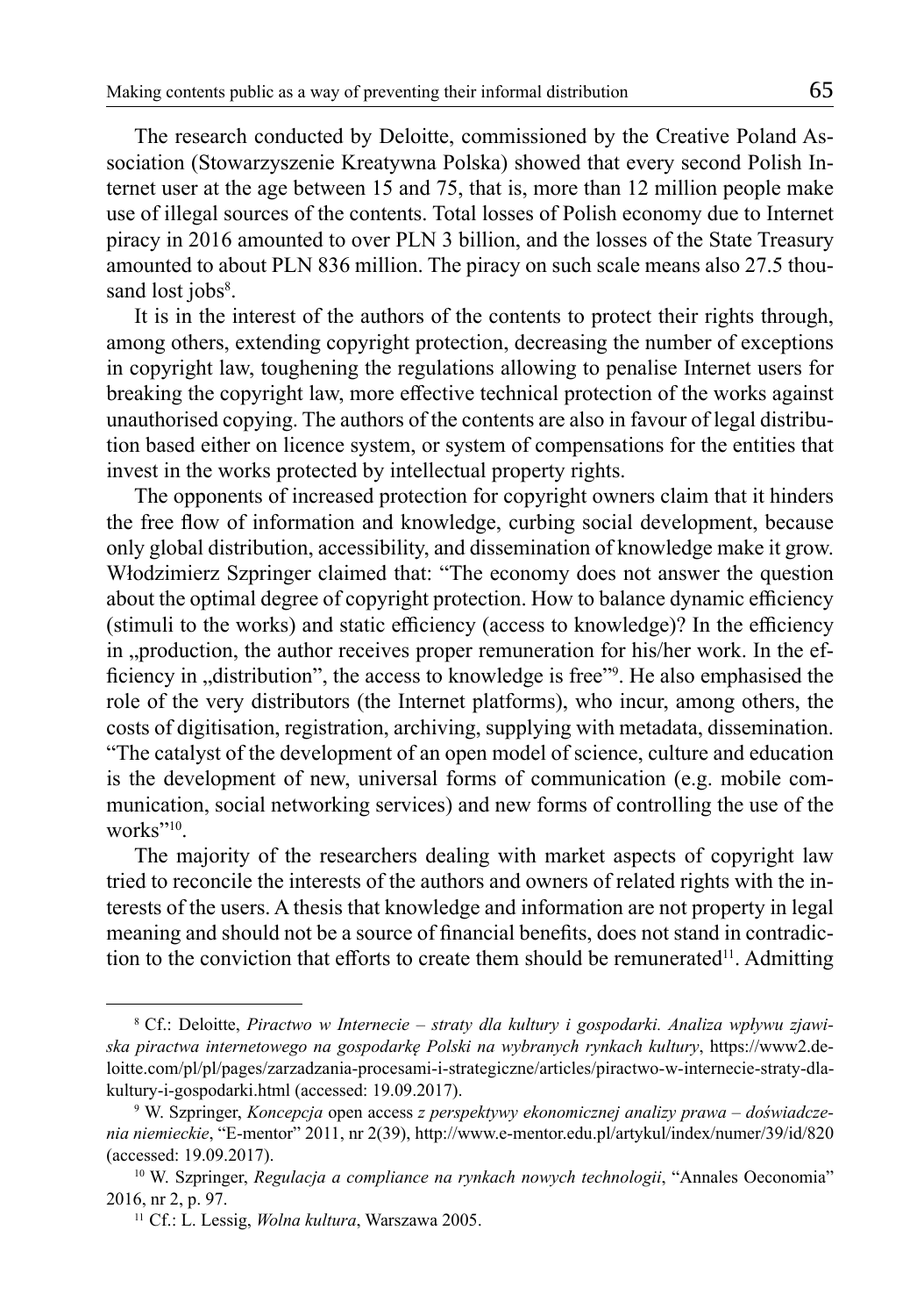The research conducted by Deloitte, commissioned by the Creative Poland Association (Stowarzyszenie Kreatywna Polska) showed that every second Polish Internet user at the age between 15 and 75, that is, more than 12 million people make use of illegal sources of the contents. Total losses of Polish economy due to Internet piracy in 2016 amounted to over PLN 3 billion, and the losses of the State Treasury amounted to about PLN 836 million. The piracy on such scale means also 27.5 thousand lost jobs[8].

It is in the interest of the authors of the contents to protect their rights through, among others, extending copyright protection, decreasing the number of exceptions in copyright law, toughening the regulations allowing to penalise Internet users for breaking the copyright law, more effective technical protection of the works against unauthorised copying. The authors of the contents are also in favour of legal distribution based either on licence system, or system of compensations for the entities that invest in the works protected by intellectual property rights.

The opponents of increased protection for copyright owners claim that it hinders the free flow of information and knowledge, curbing social development, because only global distribution, accessibility, and dissemination of knowledge make it grow. Włodzimierz Szpringer claimed that: "The economy does not answer the question about the optimal degree of copyright protection. How to balance dynamic efficiency (stimuli to the works) and static efficiency (access to knowledge)? In the efficiency in „production, the author receives proper remuneration for his/her work. In the efficiency in „distribution", the access to knowledge is free"[9]. He also emphasised the role of the very distributors (the Internet platforms), who incur, among others, the costs of digitisation, registration, archiving, supplying with metadata, dissemination. "The catalyst of the development of an open model of science, culture and education is the development of new, universal forms of communication (e.g. mobile communication, social networking services) and new forms of controlling the use of the works"[10].

The majority of the researchers dealing with market aspects of copyright law tried to reconcile the interests of the authors and owners of related rights with the interests of the users. A thesis that knowledge and information are not property in legal meaning and should not be a source of financial benefits, does not stand in contradiction to the conviction that efforts to create them should be remunerated[11]. Admitting

---

[8] Cf.: Deloitte, *Piractwo w Internecie – straty dla kultury i gospodarki. Analiza wpływu zjawiska piractwa internetowego na gospodarkę Polski na wybranych rynkach kultury*, https://www2.deloitte.com/pl/pl/pages/zarzadzania-procesami-i-strategiczne/articles/piractwo-w-internecie-straty-dla-kultury-i-gospodarki.html (accessed: 19.09.2017).

[9] W. Szpringer, *Koncepcja* open access *z perspektywy ekonomicznej analizy prawa – doświadczenia niemieckie*, "E-mentor" 2011, nr 2(39), http://www.e-mentor.edu.pl/artykul/index/numer/39/id/820 (accessed: 19.09.2017).

[10] W. Szpringer, *Regulacja a compliance na rynkach nowych technologii*, "Annales Oeconomia" 2016, nr 2, p. 97.

[11] Cf.: L. Lessig, *Wolna kultura*, Warszawa 2005.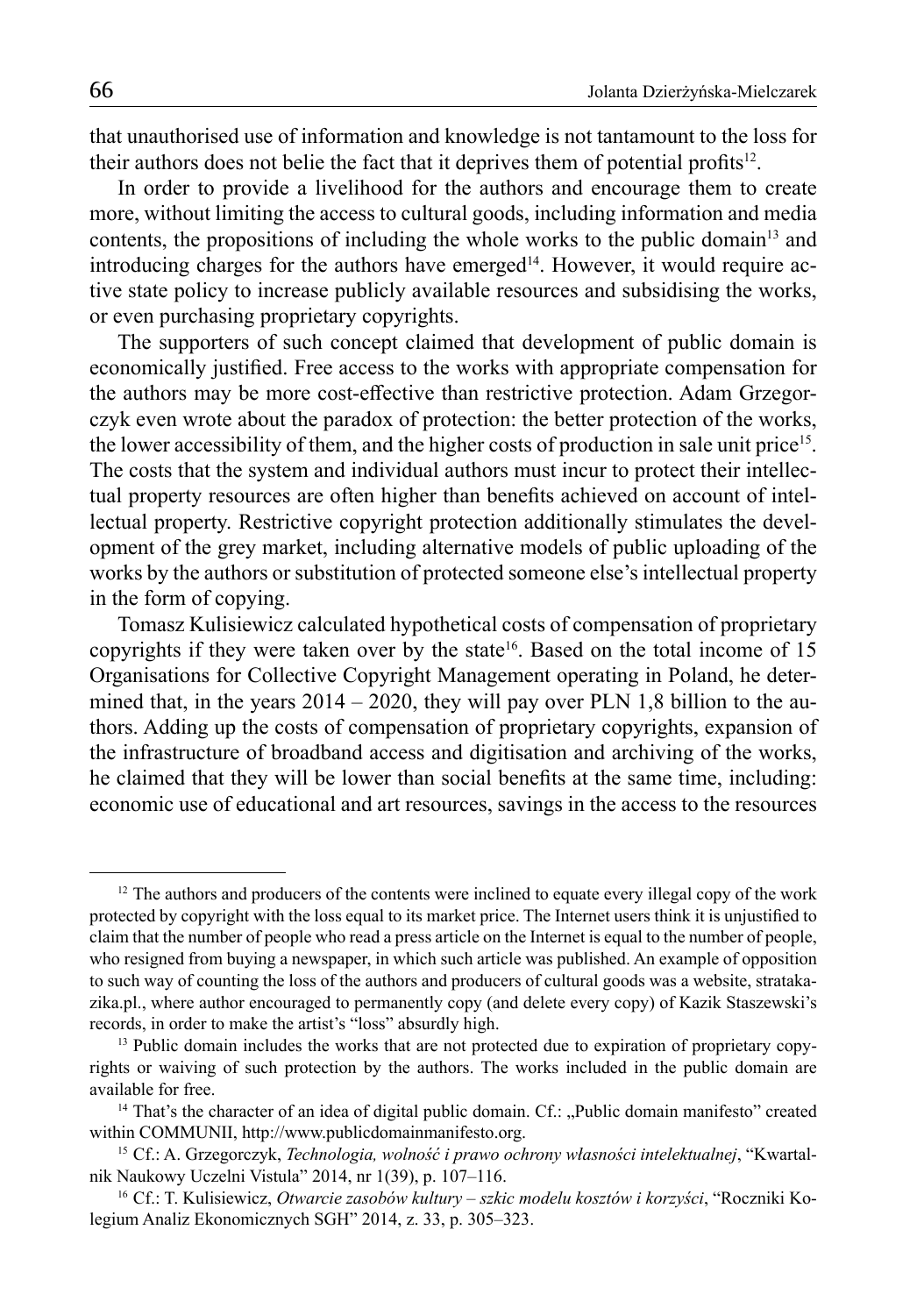that unauthorised use of information and knowledge is not tantamount to the loss for their authors does not belie the fact that it deprives them of potential profits[12].

In order to provide a livelihood for the authors and encourage them to create more, without limiting the access to cultural goods, including information and media contents, the propositions of including the whole works to the public domain[13] and introducing charges for the authors have emerged[14]. However, it would require active state policy to increase publicly available resources and subsidising the works, or even purchasing proprietary copyrights.

The supporters of such concept claimed that development of public domain is economically justified. Free access to the works with appropriate compensation for the authors may be more cost-effective than restrictive protection. Adam Grzegorczyk even wrote about the paradox of protection: the better protection of the works, the lower accessibility of them, and the higher costs of production in sale unit price[15]. The costs that the system and individual authors must incur to protect their intellectual property resources are often higher than benefits achieved on account of intellectual property. Restrictive copyright protection additionally stimulates the development of the grey market, including alternative models of public uploading of the works by the authors or substitution of protected someone else's intellectual property in the form of copying.

Tomasz Kulisiewicz calculated hypothetical costs of compensation of proprietary copyrights if they were taken over by the state[16]. Based on the total income of 15 Organisations for Collective Copyright Management operating in Poland, he determined that, in the years 2014 – 2020, they will pay over PLN 1,8 billion to the authors. Adding up the costs of compensation of proprietary copyrights, expansion of the infrastructure of broadband access and digitisation and archiving of the works, he claimed that they will be lower than social benefits at the same time, including: economic use of educational and art resources, savings in the access to the resources

---

[12] The authors and producers of the contents were inclined to equate every illegal copy of the work protected by copyright with the loss equal to its market price. The Internet users think it is unjustified to claim that the number of people who read a press article on the Internet is equal to the number of people, who resigned from buying a newspaper, in which such article was published. An example of opposition to such way of counting the loss of the authors and producers of cultural goods was a website, stratakazika.pl., where author encouraged to permanently copy (and delete every copy) of Kazik Staszewski's records, in order to make the artist's "loss" absurdly high.

[13] Public domain includes the works that are not protected due to expiration of proprietary copyrights or waiving of such protection by the authors. The works included in the public domain are available for free.

[14] That's the character of an idea of digital public domain. Cf.: „Public domain manifesto" created within COMMUNII, http://www.publicdomainmanifesto.org.

[15] Cf.: A. Grzegorczyk, *Technologia, wolność i prawo ochrony własności intelektualnej*, "Kwartalnik Naukowy Uczelni Vistula" 2014, nr 1(39), p. 107–116.

[16] Cf.: T. Kulisiewicz, *Otwarcie zasobów kultury – szkic modelu kosztów i korzyści*, "Roczniki Kolegium Analiz Ekonomicznych SGH" 2014, z. 33, p. 305–323.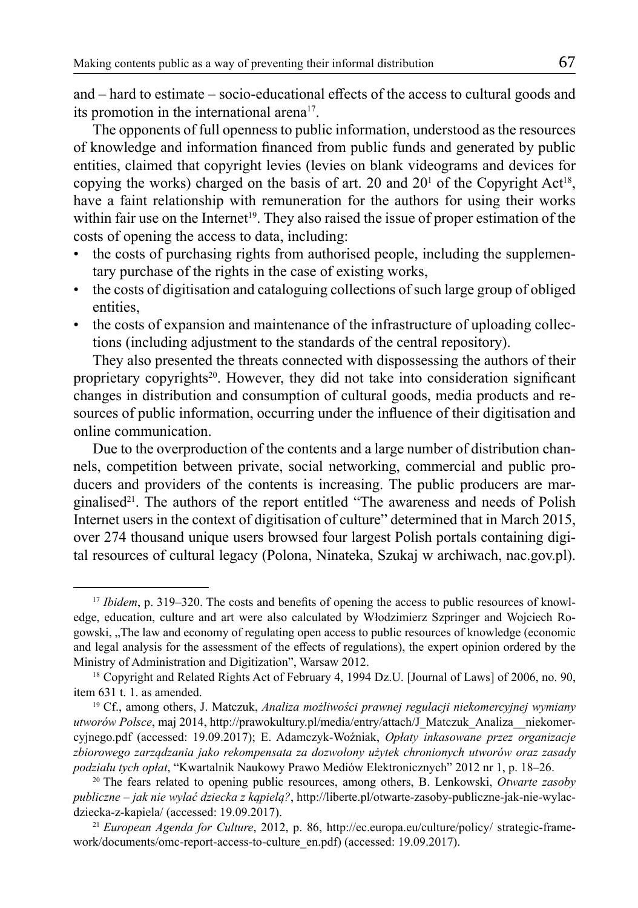and – hard to estimate – socio-educational effects of the access to cultural goods and its promotion in the international arena[17].

The opponents of full openness to public information, understood as the resources of knowledge and information financed from public funds and generated by public entities, claimed that copyright levies (levies on blank videograms and devices for copying the works) charged on the basis of art. 20 and $20^1$ of the Copyright Act[18], have a faint relationship with remuneration for the authors for using their works within fair use on the Internet[19]. They also raised the issue of proper estimation of the costs of opening the access to data, including:

- the costs of purchasing rights from authorised people, including the supplementary purchase of the rights in the case of existing works,
- the costs of digitisation and cataloguing collections of such large group of obliged entities,
- the costs of expansion and maintenance of the infrastructure of uploading collections (including adjustment to the standards of the central repository).

They also presented the threats connected with dispossessing the authors of their proprietary copyrights[20]. However, they did not take into consideration significant changes in distribution and consumption of cultural goods, media products and resources of public information, occurring under the influence of their digitisation and online communication.

Due to the overproduction of the contents and a large number of distribution channels, competition between private, social networking, commercial and public producers and providers of the contents is increasing. The public producers are marginalised[21]. The authors of the report entitled "The awareness and needs of Polish Internet users in the context of digitisation of culture" determined that in March 2015, over 274 thousand unique users browsed four largest Polish portals containing digital resources of cultural legacy (Polona, Ninateka, Szukaj w archiwach, nac.gov.pl).

---

[17] *Ibidem*, p. 319–320. The costs and benefits of opening the access to public resources of knowledge, education, culture and art were also calculated by Włodzimierz Szpringer and Wojciech Rogowski, „The law and economy of regulating open access to public resources of knowledge (economic and legal analysis for the assessment of the effects of regulations), the expert opinion ordered by the Ministry of Administration and Digitization", Warsaw 2012.

[18] Copyright and Related Rights Act of February 4, 1994 Dz.U. [Journal of Laws] of 2006, no. 90, item 631 t. 1. as amended.

[19] Cf., among others, J. Matczuk, *Analiza możliwości prawnej regulacji niekomercyjnej wymiany utworów Polsce*, maj 2014, http://prawokultury.pl/media/entry/attach/J_Matczuk_Analiza__niekomercyjnego.pdf (accessed: 19.09.2017); E. Adamczyk-Woźniak, *Opłaty inkasowane przez organizacje zbiorowego zarządzania jako rekompensata za dozwolony użytek chronionych utworów oraz zasady podziału tych opłat*, "Kwartalnik Naukowy Prawo Mediów Elektronicznych" 2012 nr 1, p. 18–26.

[20] The fears related to opening public resources, among others, B. Lenkowski, *Otwarte zasoby publiczne – jak nie wylać dziecka z kąpielą?*, http://liberte.pl/otwarte-zasoby-publiczne-jak-nie-wylac-dziecka-z-kapiela/ (accessed: 19.09.2017).

[21] *European Agenda for Culture*, 2012, p. 86, http://ec.europa.eu/culture/policy/ strategic-framework/documents/omc-report-access-to-culture_en.pdf) (accessed: 19.09.2017).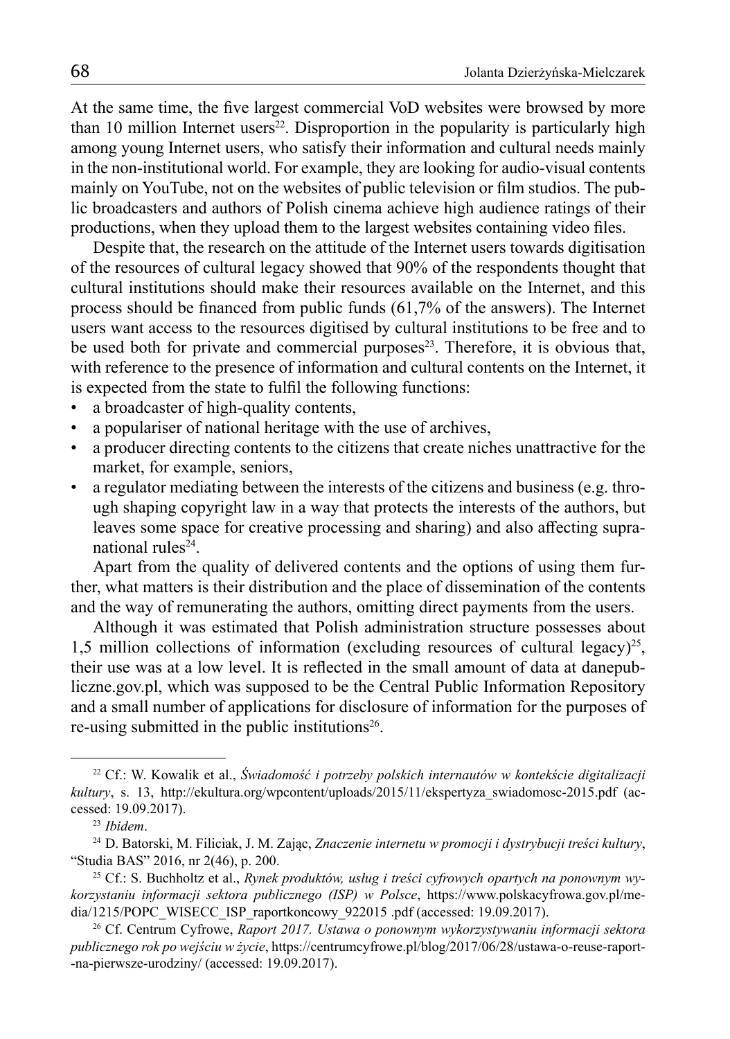At the same time, the five largest commercial VoD websites were browsed by more than 10 million Internet users[22]. Disproportion in the popularity is particularly high among young Internet users, who satisfy their information and cultural needs mainly in the non-institutional world. For example, they are looking for audio-visual contents mainly on YouTube, not on the websites of public television or film studios. The public broadcasters and authors of Polish cinema achieve high audience ratings of their productions, when they upload them to the largest websites containing video files.

Despite that, the research on the attitude of the Internet users towards digitisation of the resources of cultural legacy showed that 90% of the respondents thought that cultural institutions should make their resources available on the Internet, and this process should be financed from public funds (61,7% of the answers). The Internet users want access to the resources digitised by cultural institutions to be free and to be used both for private and commercial purposes[23]. Therefore, it is obvious that, with reference to the presence of information and cultural contents on the Internet, it is expected from the state to fulfil the following functions:

- a broadcaster of high-quality contents,
- a populariser of national heritage with the use of archives,
- a producer directing contents to the citizens that create niches unattractive for the market, for example, seniors,
- a regulator mediating between the interests of the citizens and business (e.g. through shaping copyright law in a way that protects the interests of the authors, but leaves some space for creative processing and sharing) and also affecting supranational rules[24].

Apart from the quality of delivered contents and the options of using them further, what matters is their distribution and the place of dissemination of the contents and the way of remunerating the authors, omitting direct payments from the users.

Although it was estimated that Polish administration structure possesses about 1,5 million collections of information (excluding resources of cultural legacy)[25], their use was at a low level. It is reflected in the small amount of data at danepubliczne.gov.pl, which was supposed to be the Central Public Information Repository and a small number of applications for disclosure of information for the purposes of re-using submitted in the public institutions[26].

---

[22] Cf.: W. Kowalik et al., *Świadomość i potrzeby polskich internautów w kontekście digitalizacji kultury*, s. 13, http://ekultura.org/wpcontent/uploads/2015/11/ekspertyza_swiadomosc-2015.pdf (accessed: 19.09.2017).

[23] *Ibidem*.

[24] D. Batorski, M. Filiciak, J. M. Zając, *Znaczenie internetu w promocji i dystrybucji treści kultury*, "Studia BAS" 2016, nr 2(46), p. 200.

[25] Cf.: S. Buchholtz et al., *Rynek produktów, usług i treści cyfrowych opartych na ponownym wykorzystaniu informacji sektora publicznego (ISP) w Polsce*, https://www.polskacyfrowa.gov.pl/media/1215/POPC_WISECC_ISP_raportkoncowy_922015 .pdf (accessed: 19.09.2017).

[26] Cf. Centrum Cyfrowe, *Raport 2017. Ustawa o ponownym wykorzystywaniu informacji sektora publicznego rok po wejściu w życie*, https://centrumcyfrowe.pl/blog/2017/06/28/ustawa-o-reuse-raport--na-pierwsze-urodziny/ (accessed: 19.09.2017).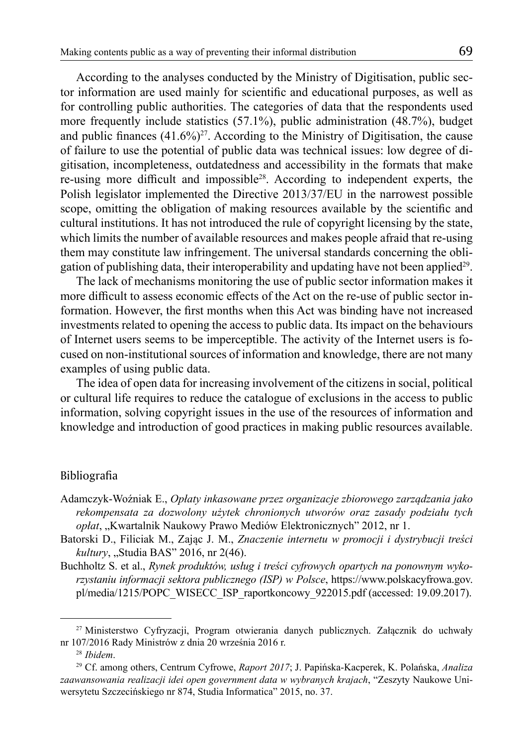According to the analyses conducted by the Ministry of Digitisation, public sector information are used mainly for scientific and educational purposes, as well as for controlling public authorities. The categories of data that the respondents used more frequently include statistics (57.1%), public administration (48.7%), budget and public finances (41.6%)[27]. According to the Ministry of Digitisation, the cause of failure to use the potential of public data was technical issues: low degree of digitisation, incompleteness, outdatedness and accessibility in the formats that make re-using more difficult and impossible[28]. According to independent experts, the Polish legislator implemented the Directive 2013/37/EU in the narrowest possible scope, omitting the obligation of making resources available by the scientific and cultural institutions. It has not introduced the rule of copyright licensing by the state, which limits the number of available resources and makes people afraid that re-using them may constitute law infringement. The universal standards concerning the obligation of publishing data, their interoperability and updating have not been applied[29].

The lack of mechanisms monitoring the use of public sector information makes it more difficult to assess economic effects of the Act on the re-use of public sector information. However, the first months when this Act was binding have not increased investments related to opening the access to public data. Its impact on the behaviours of Internet users seems to be imperceptible. The activity of the Internet users is focused on non-institutional sources of information and knowledge, there are not many examples of using public data.

The idea of open data for increasing involvement of the citizens in social, political or cultural life requires to reduce the catalogue of exclusions in the access to public information, solving copyright issues in the use of the resources of information and knowledge and introduction of good practices in making public resources available.

## Bibliografia

Adamczyk-Woźniak E., *Opłaty inkasowane przez organizacje zbiorowego zarządzania jako rekompensata za dozwolony użytek chronionych utworów oraz zasady podziału tych opłat*, „Kwartalnik Naukowy Prawo Mediów Elektronicznych" 2012, nr 1.

Batorski D., Filiciak M., Zając J. M., *Znaczenie internetu w promocji i dystrybucji treści kultury*, „Studia BAS" 2016, nr 2(46).

Buchholtz S. et al., *Rynek produktów, usług i treści cyfrowych opartych na ponownym wykorzystaniu informacji sektora publicznego (ISP) w Polsce*, https://www.polskacyfrowa.gov.pl/media/1215/POPC_WISECC_ISP_raportkoncowy_922015.pdf (accessed: 19.09.2017).

---

[27] Ministerstwo Cyfryzacji, Program otwierania danych publicznych. Załącznik do uchwały nr 107/2016 Rady Ministrów z dnia 20 września 2016 r.

[28] *Ibidem*.

[29] Cf. among others, Centrum Cyfrowe, *Raport 2017*; J. Papińska-Kacperek, K. Polańska, *Analiza zaawansowania realizacji idei open government data w wybranych krajach*, "Zeszyty Naukowe Uniwersytetu Szczecińskiego nr 874, Studia Informatica" 2015, no. 37.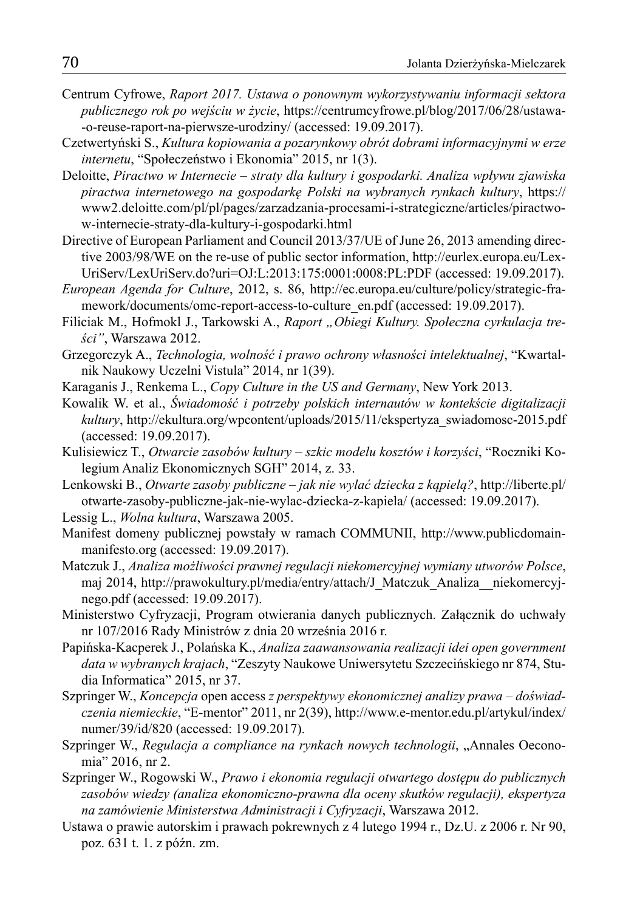Centrum Cyfrowe, *Raport 2017. Ustawa o ponownym wykorzystywaniu informacji sektora publicznego rok po wejściu w życie*, https://centrumcyfrowe.pl/blog/2017/06/28/ustawa-o-reuse-raport-na-pierwsze-urodziny/ (accessed: 19.09.2017).

Czetwertyński S., *Kultura kopiowania a pozarynkowy obrót dobrami informacyjnymi w erze internetu*, "Społeczeństwo i Ekonomia" 2015, nr 1(3).

Deloitte, *Piractwo w Internecie – straty dla kultury i gospodarki. Analiza wpływu zjawiska piractwa internetowego na gospodarkę Polski na wybranych rynkach kultury*, https://www2.deloitte.com/pl/pl/pages/zarzadzania-procesami-i-strategiczne/articles/piractwo-w-internecie-straty-dla-kultury-i-gospodarki.html

Directive of European Parliament and Council 2013/37/UE of June 26, 2013 amending directive 2003/98/WE on the re-use of public sector information, http://eurlex.europa.eu/LexUriServ/LexUriServ.do?uri=OJ:L:2013:175:0001:0008:PL:PDF (accessed: 19.09.2017).

*European Agenda for Culture*, 2012, s. 86, http://ec.europa.eu/culture/policy/strategic-framework/documents/omc-report-access-to-culture_en.pdf (accessed: 19.09.2017).

Filiciak M., Hofmokl J., Tarkowski A., *Raport „Obiegi Kultury. Społeczna cyrkulacja treści"*, Warszawa 2012.

Grzegorczyk A., *Technologia, wolność i prawo ochrony własności intelektualnej*, "Kwartalnik Naukowy Uczelni Vistula" 2014, nr 1(39).

Karaganis J., Renkema L., *Copy Culture in the US and Germany*, New York 2013.

Kowalik W. et al., *Świadomość i potrzeby polskich internautów w kontekście digitalizacji kultury*, http://ekultura.org/wpcontent/uploads/2015/11/ekspertyza_swiadomosc-2015.pdf (accessed: 19.09.2017).

Kulisiewicz T., *Otwarcie zasobów kultury – szkic modelu kosztów i korzyści*, "Roczniki Kolegium Analiz Ekonomicznych SGH" 2014, z. 33.

Lenkowski B., *Otwarte zasoby publiczne – jak nie wylać dziecka z kąpielą?*, http://liberte.pl/otwarte-zasoby-publiczne-jak-nie-wylac-dziecka-z-kapiela/ (accessed: 19.09.2017).

Lessig L., *Wolna kultura*, Warszawa 2005.

Manifest domeny publicznej powstały w ramach COMMUNII, http://www.publicdomainmanifesto.org (accessed: 19.09.2017).

Matczuk J., *Analiza możliwości prawnej regulacji niekomercyjnej wymiany utworów Polsce*, maj 2014, http://prawokultury.pl/media/entry/attach/J_Matczuk_Analiza__niekomercyjnego.pdf (accessed: 19.09.2017).

Ministerstwo Cyfryzacji, Program otwierania danych publicznych. Załącznik do uchwały nr 107/2016 Rady Ministrów z dnia 20 września 2016 r.

Papińska-Kacperek J., Polańska K., *Analiza zaawansowania realizacji idei open government data w wybranych krajach*, "Zeszyty Naukowe Uniwersytetu Szczecińskiego nr 874, Studia Informatica" 2015, nr 37.

Szpringer W., *Koncepcja* open access *z perspektywy ekonomicznej analizy prawa – doświadczenia niemieckie*, "E-mentor" 2011, nr 2(39), http://www.e-mentor.edu.pl/artykul/index/numer/39/id/820 (accessed: 19.09.2017).

Szpringer W., *Regulacja a compliance na rynkach nowych technologii*, „Annales Oeconomia" 2016, nr 2.

Szpringer W., Rogowski W., *Prawo i ekonomia regulacji otwartego dostępu do publicznych zasobów wiedzy (analiza ekonomiczno-prawna dla oceny skutków regulacji), ekspertyza na zamówienie Ministerstwa Administracji i Cyfryzacji*, Warszawa 2012.

Ustawa o prawie autorskim i prawach pokrewnych z 4 lutego 1994 r., Dz.U. z 2006 r. Nr 90, poz. 631 t. 1. z późn. zm.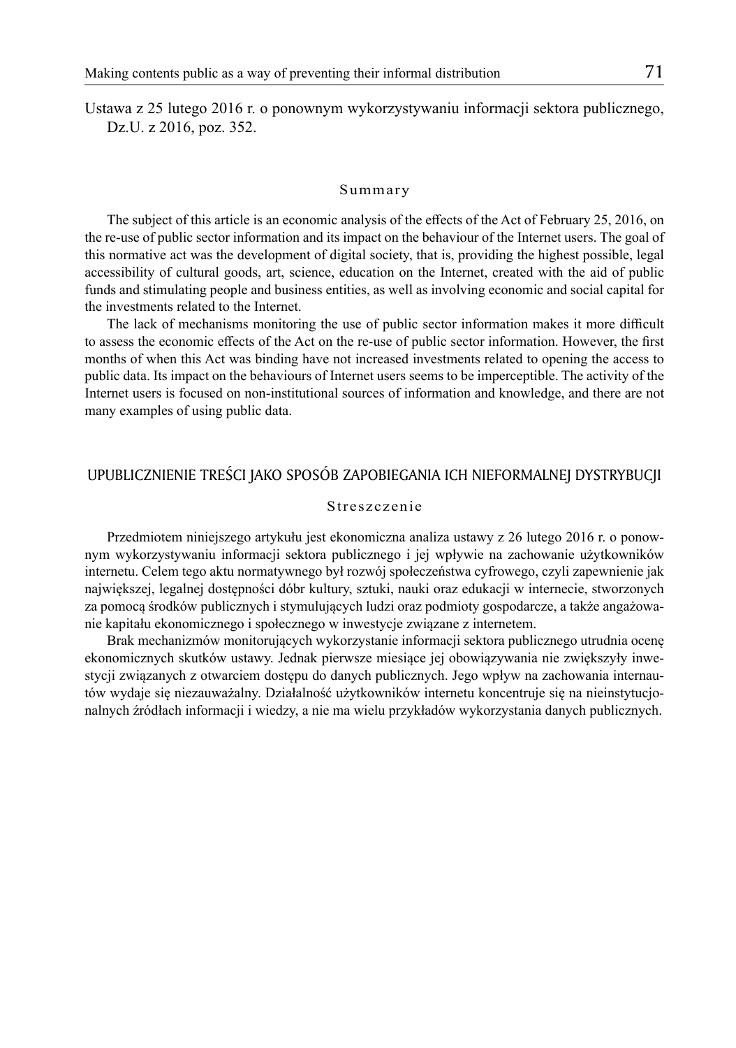Ustawa z 25 lutego 2016 r. o ponownym wykorzystywaniu informacji sektora publicznego, Dz.U. z 2016, poz. 352.

## Summary

The subject of this article is an economic analysis of the effects of the Act of February 25, 2016, on the re-use of public sector information and its impact on the behaviour of the Internet users. The goal of this normative act was the development of digital society, that is, providing the highest possible, legal accessibility of cultural goods, art, science, education on the Internet, created with the aid of public funds and stimulating people and business entities, as well as involving economic and social capital for the investments related to the Internet.

The lack of mechanisms monitoring the use of public sector information makes it more difficult to assess the economic effects of the Act on the re-use of public sector information. However, the first months of when this Act was binding have not increased investments related to opening the access to public data. Its impact on the behaviours of Internet users seems to be imperceptible. The activity of the Internet users is focused on non-institutional sources of information and knowledge, and there are not many examples of using public data.

# UPUBLICZNIENIE TREŚCI JAKO SPOSÓB ZAPOBIEGANIA ICH NIEFORMALNEJ DYSTRYBUCJI

## Streszczenie

Przedmiotem niniejszego artykułu jest ekonomiczna analiza ustawy z 26 lutego 2016 r. o ponownym wykorzystywaniu informacji sektora publicznego i jej wpływie na zachowanie użytkowników internetu. Celem tego aktu normatywnego był rozwój społeczeństwa cyfrowego, czyli zapewnienie jak największej, legalnej dostępności dóbr kultury, sztuki, nauki oraz edukacji w internecie, stworzonych za pomocą środków publicznych i stymulujących ludzi oraz podmioty gospodarcze, a także angażowanie kapitału ekonomicznego i społecznego w inwestycje związane z internetem.

Brak mechanizmów monitorujących wykorzystanie informacji sektora publicznego utrudnia ocenę ekonomicznych skutków ustawy. Jednak pierwsze miesiące jej obowiązywania nie zwiększyły inwestycji związanych z otwarciem dostępu do danych publicznych. Jego wpływ na zachowania internautów wydaje się niezauważalny. Działalność użytkowników internetu koncentruje się na nieinstytucjonalnych źródłach informacji i wiedzy, a nie ma wielu przykładów wykorzystania danych publicznych.